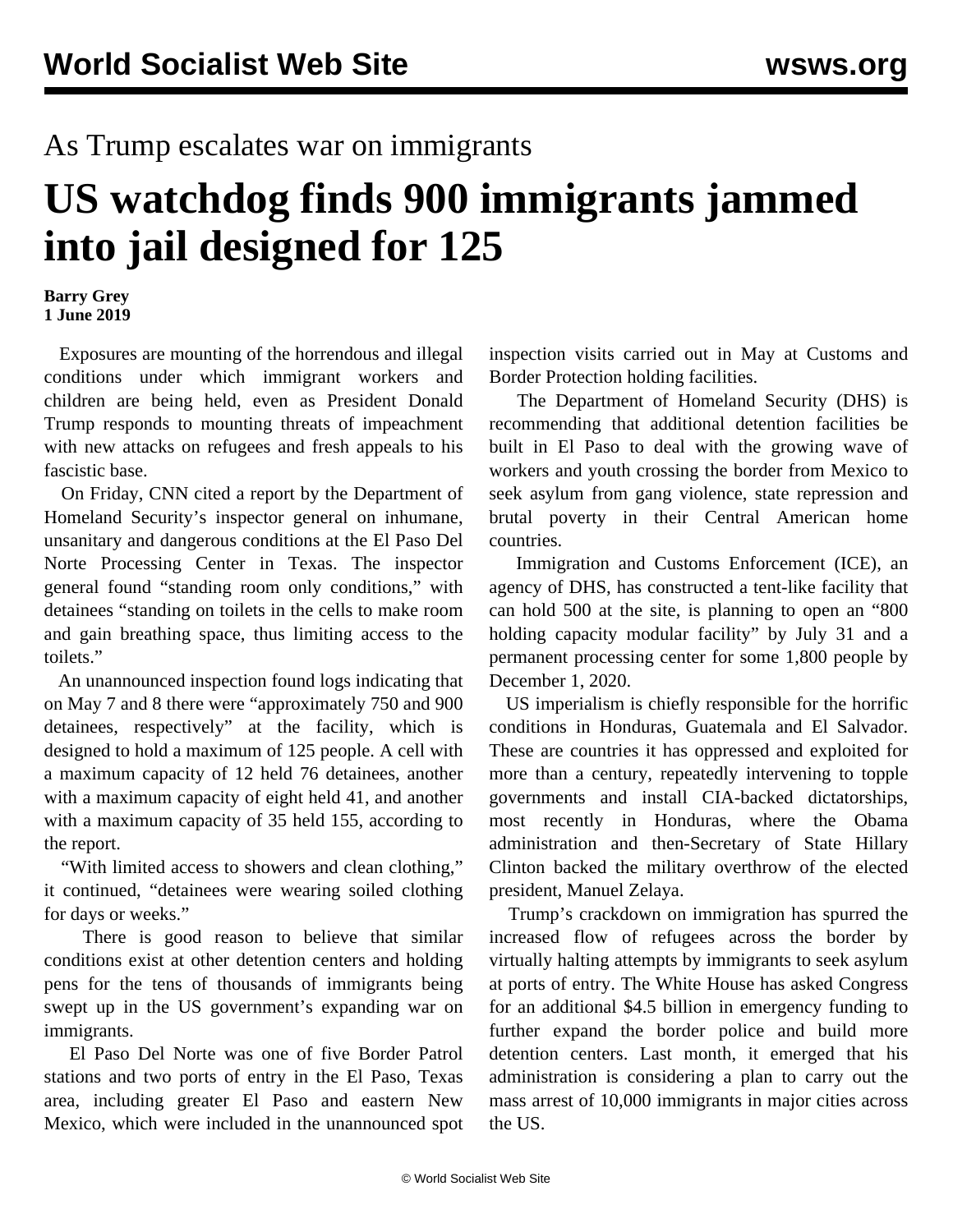As Trump escalates war on immigrants

# US watchdog finds 900 immigrants jammed into jail designed for 125

**Barry Grey**
**1 June 2019**

Exposures are mounting of the horrendous and illegal conditions under which immigrant workers and children are being held, even as President Donald Trump responds to mounting threats of impeachment with new attacks on refugees and fresh appeals to his fascistic base.

On Friday, CNN cited a report by the Department of Homeland Security's inspector general on inhumane, unsanitary and dangerous conditions at the El Paso Del Norte Processing Center in Texas. The inspector general found "standing room only conditions," with detainees "standing on toilets in the cells to make room and gain breathing space, thus limiting access to the toilets."

An unannounced inspection found logs indicating that on May 7 and 8 there were "approximately 750 and 900 detainees, respectively" at the facility, which is designed to hold a maximum of 125 people. A cell with a maximum capacity of 12 held 76 detainees, another with a maximum capacity of eight held 41, and another with a maximum capacity of 35 held 155, according to the report.

"With limited access to showers and clean clothing," it continued, "detainees were wearing soiled clothing for days or weeks."

There is good reason to believe that similar conditions exist at other detention centers and holding pens for the tens of thousands of immigrants being swept up in the US government's expanding war on immigrants.

El Paso Del Norte was one of five Border Patrol stations and two ports of entry in the El Paso, Texas area, including greater El Paso and eastern New Mexico, which were included in the unannounced spot inspection visits carried out in May at Customs and Border Protection holding facilities.

The Department of Homeland Security (DHS) is recommending that additional detention facilities be built in El Paso to deal with the growing wave of workers and youth crossing the border from Mexico to seek asylum from gang violence, state repression and brutal poverty in their Central American home countries.

Immigration and Customs Enforcement (ICE), an agency of DHS, has constructed a tent-like facility that can hold 500 at the site, is planning to open an "800 holding capacity modular facility" by July 31 and a permanent processing center for some 1,800 people by December 1, 2020.

US imperialism is chiefly responsible for the horrific conditions in Honduras, Guatemala and El Salvador. These are countries it has oppressed and exploited for more than a century, repeatedly intervening to topple governments and install CIA-backed dictatorships, most recently in Honduras, where the Obama administration and then-Secretary of State Hillary Clinton backed the military overthrow of the elected president, Manuel Zelaya.

Trump's crackdown on immigration has spurred the increased flow of refugees across the border by virtually halting attempts by immigrants to seek asylum at ports of entry. The White House has asked Congress for an additional $4.5 billion in emergency funding to further expand the border police and build more detention centers. Last month, it emerged that his administration is considering a plan to carry out the mass arrest of 10,000 immigrants in major cities across the US.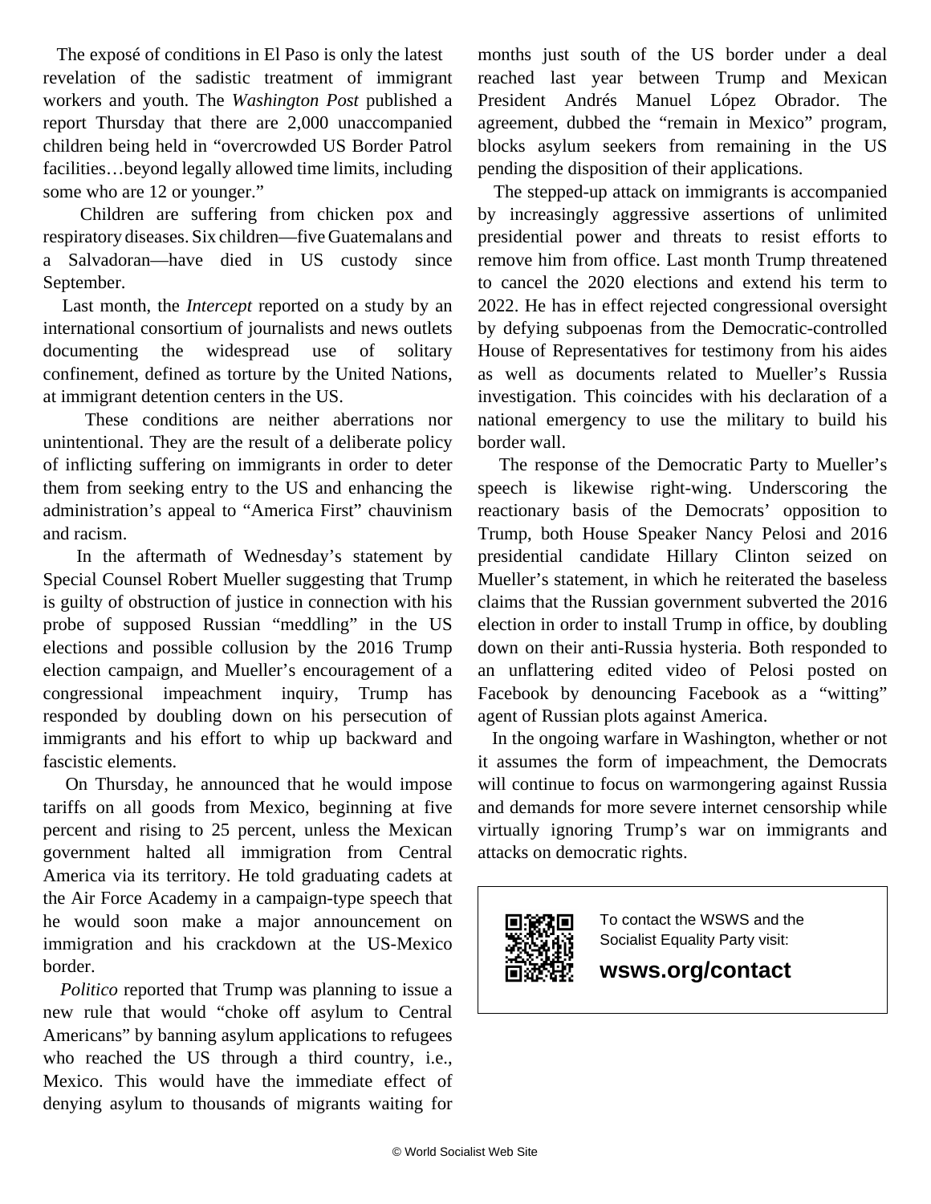The exposé of conditions in El Paso is only the latest revelation of the sadistic treatment of immigrant workers and youth. The *Washington Post* published a report Thursday that there are 2,000 unaccompanied children being held in "overcrowded US Border Patrol facilities…beyond legally allowed time limits, including some who are 12 or younger."

Children are suffering from chicken pox and respiratory diseases. Six children—five Guatemalans and a Salvadoran—have died in US custody since September.

Last month, the *Intercept* reported on a study by an international consortium of journalists and news outlets documenting the widespread use of solitary confinement, defined as torture by the United Nations, at immigrant detention centers in the US.

These conditions are neither aberrations nor unintentional. They are the result of a deliberate policy of inflicting suffering on immigrants in order to deter them from seeking entry to the US and enhancing the administration's appeal to "America First" chauvinism and racism.

In the aftermath of Wednesday's statement by Special Counsel Robert Mueller suggesting that Trump is guilty of obstruction of justice in connection with his probe of supposed Russian "meddling" in the US elections and possible collusion by the 2016 Trump election campaign, and Mueller's encouragement of a congressional impeachment inquiry, Trump has responded by doubling down on his persecution of immigrants and his effort to whip up backward and fascistic elements.

On Thursday, he announced that he would impose tariffs on all goods from Mexico, beginning at five percent and rising to 25 percent, unless the Mexican government halted all immigration from Central America via its territory. He told graduating cadets at the Air Force Academy in a campaign-type speech that he would soon make a major announcement on immigration and his crackdown at the US-Mexico border.

*Politico* reported that Trump was planning to issue a new rule that would "choke off asylum to Central Americans" by banning asylum applications to refugees who reached the US through a third country, i.e., Mexico. This would have the immediate effect of denying asylum to thousands of migrants waiting for months just south of the US border under a deal reached last year between Trump and Mexican President Andrés Manuel López Obrador. The agreement, dubbed the "remain in Mexico" program, blocks asylum seekers from remaining in the US pending the disposition of their applications.

The stepped-up attack on immigrants is accompanied by increasingly aggressive assertions of unlimited presidential power and threats to resist efforts to remove him from office. Last month Trump threatened to cancel the 2020 elections and extend his term to 2022. He has in effect rejected congressional oversight by defying subpoenas from the Democratic-controlled House of Representatives for testimony from his aides as well as documents related to Mueller's Russia investigation. This coincides with his declaration of a national emergency to use the military to build his border wall.

The response of the Democratic Party to Mueller's speech is likewise right-wing. Underscoring the reactionary basis of the Democrats' opposition to Trump, both House Speaker Nancy Pelosi and 2016 presidential candidate Hillary Clinton seized on Mueller's statement, in which he reiterated the baseless claims that the Russian government subverted the 2016 election in order to install Trump in office, by doubling down on their anti-Russia hysteria. Both responded to an unflattering edited video of Pelosi posted on Facebook by denouncing Facebook as a "witting" agent of Russian plots against America.

In the ongoing warfare in Washington, whether or not it assumes the form of impeachment, the Democrats will continue to focus on warmongering against Russia and demands for more severe internet censorship while virtually ignoring Trump's war on immigrants and attacks on democratic rights.

To contact the WSWS and the Socialist Equality Party visit:

**wsws.org/contact**